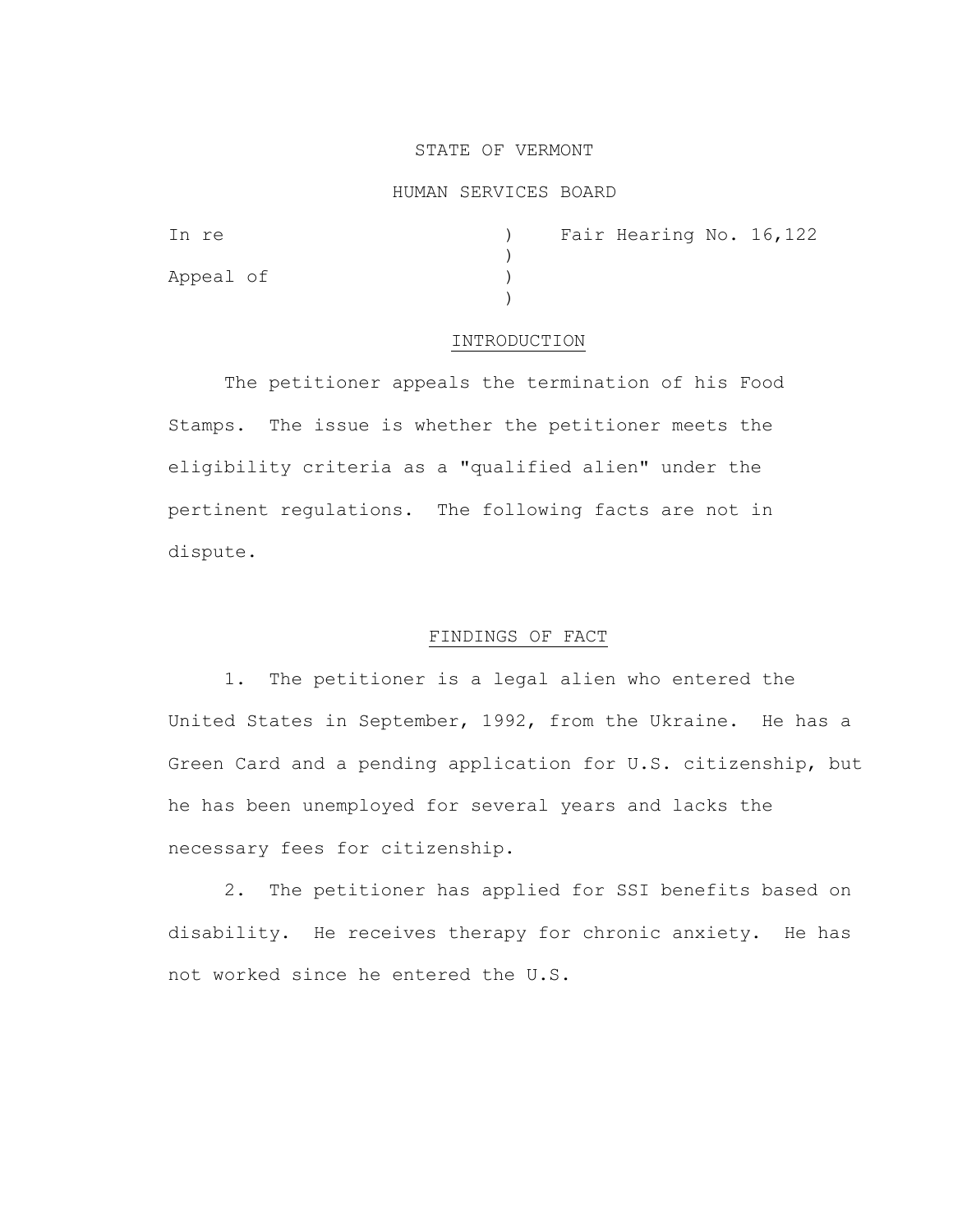STATE OF VERMONT

HUMAN SERVICES BOARD

In re ) Fair Hearing No. 16,122
)
Appeal of )
)

## INTRODUCTION

The petitioner appeals the termination of his Food Stamps. The issue is whether the petitioner meets the eligibility criteria as a "qualified alien" under the pertinent regulations. The following facts are not in dispute.

## FINDINGS OF FACT

1. The petitioner is a legal alien who entered the United States in September, 1992, from the Ukraine. He has a Green Card and a pending application for U.S. citizenship, but he has been unemployed for several years and lacks the necessary fees for citizenship.

2. The petitioner has applied for SSI benefits based on disability. He receives therapy for chronic anxiety. He has not worked since he entered the U.S.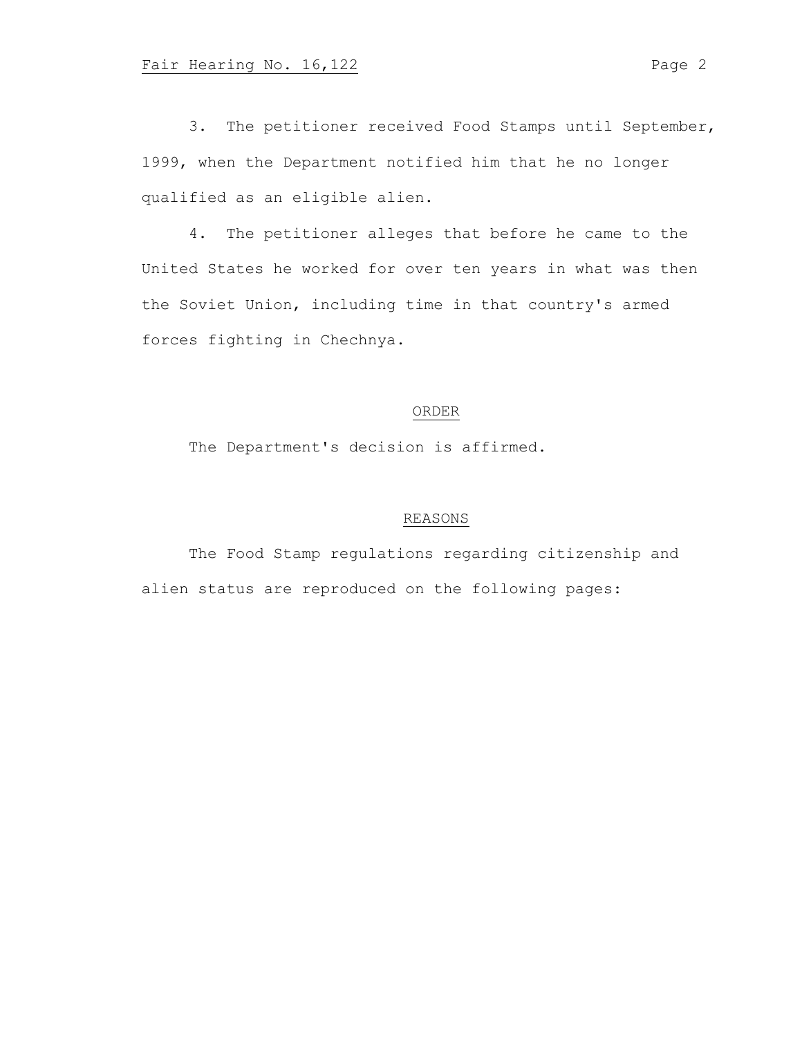3. The petitioner received Food Stamps until September, 1999, when the Department notified him that he no longer qualified as an eligible alien.

4. The petitioner alleges that before he came to the United States he worked for over ten years in what was then the Soviet Union, including time in that country's armed forces fighting in Chechnya.

## ORDER

The Department's decision is affirmed.

## REASONS

The Food Stamp regulations regarding citizenship and alien status are reproduced on the following pages: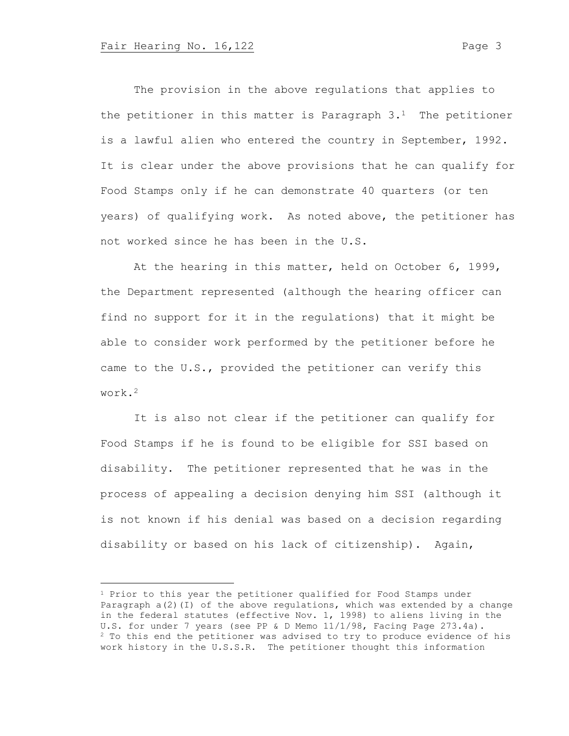The provision in the above regulations that applies to the petitioner in this matter is Paragraph 3.[1] The petitioner is a lawful alien who entered the country in September, 1992. It is clear under the above provisions that he can qualify for Food Stamps only if he can demonstrate 40 quarters (or ten years) of qualifying work. As noted above, the petitioner has not worked since he has been in the U.S.

At the hearing in this matter, held on October 6, 1999, the Department represented (although the hearing officer can find no support for it in the regulations) that it might be able to consider work performed by the petitioner before he came to the U.S., provided the petitioner can verify this work.[2]

It is also not clear if the petitioner can qualify for Food Stamps if he is found to be eligible for SSI based on disability. The petitioner represented that he was in the process of appealing a decision denying him SSI (although it is not known if his denial was based on a decision regarding disability or based on his lack of citizenship). Again,

---

[1] Prior to this year the petitioner qualified for Food Stamps under Paragraph a(2)(I) of the above regulations, which was extended by a change in the federal statutes (effective Nov. 1, 1998) to aliens living in the U.S. for under 7 years (see PP & D Memo 11/1/98, Facing Page 273.4a).

[2] To this end the petitioner was advised to try to produce evidence of his work history in the U.S.S.R. The petitioner thought this information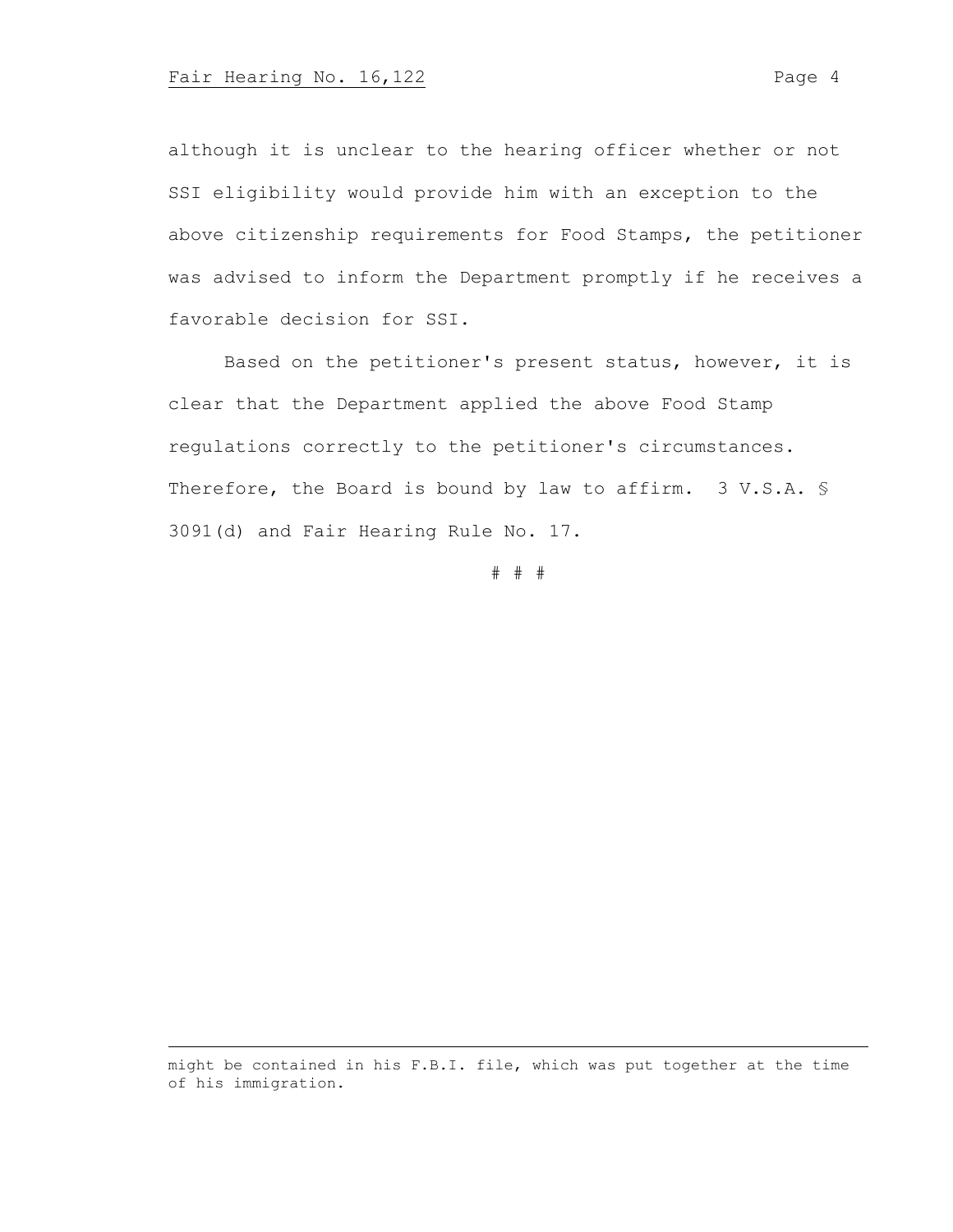although it is unclear to the hearing officer whether or not SSI eligibility would provide him with an exception to the above citizenship requirements for Food Stamps, the petitioner was advised to inform the Department promptly if he receives a favorable decision for SSI.

Based on the petitioner's present status, however, it is clear that the Department applied the above Food Stamp regulations correctly to the petitioner's circumstances. Therefore, the Board is bound by law to affirm. 3 V.S.A. § 3091(d) and Fair Hearing Rule No. 17.

# # #

---

might be contained in his F.B.I. file, which was put together at the time of his immigration.